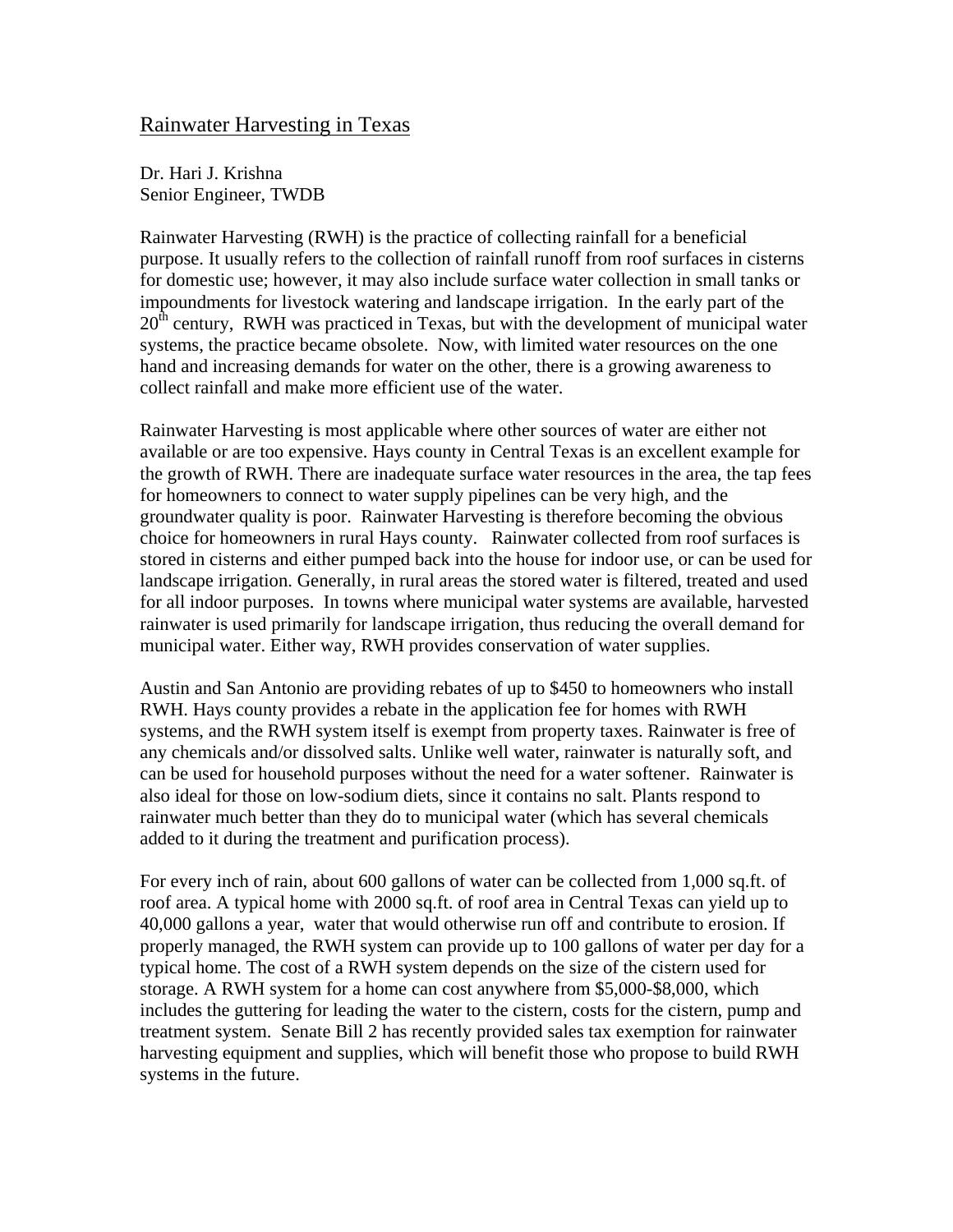# Rainwater Harvesting in Texas

Dr. Hari J. Krishna
Senior Engineer, TWDB

Rainwater Harvesting (RWH) is the practice of collecting rainfall for a beneficial purpose. It usually refers to the collection of rainfall runoff from roof surfaces in cisterns for domestic use; however, it may also include surface water collection in small tanks or impoundments for livestock watering and landscape irrigation. In the early part of the 20th century, RWH was practiced in Texas, but with the development of municipal water systems, the practice became obsolete. Now, with limited water resources on the one hand and increasing demands for water on the other, there is a growing awareness to collect rainfall and make more efficient use of the water.

Rainwater Harvesting is most applicable where other sources of water are either not available or are too expensive. Hays county in Central Texas is an excellent example for the growth of RWH. There are inadequate surface water resources in the area, the tap fees for homeowners to connect to water supply pipelines can be very high, and the groundwater quality is poor. Rainwater Harvesting is therefore becoming the obvious choice for homeowners in rural Hays county. Rainwater collected from roof surfaces is stored in cisterns and either pumped back into the house for indoor use, or can be used for landscape irrigation. Generally, in rural areas the stored water is filtered, treated and used for all indoor purposes. In towns where municipal water systems are available, harvested rainwater is used primarily for landscape irrigation, thus reducing the overall demand for municipal water. Either way, RWH provides conservation of water supplies.

Austin and San Antonio are providing rebates of up to $450 to homeowners who install RWH. Hays county provides a rebate in the application fee for homes with RWH systems, and the RWH system itself is exempt from property taxes. Rainwater is free of any chemicals and/or dissolved salts. Unlike well water, rainwater is naturally soft, and can be used for household purposes without the need for a water softener. Rainwater is also ideal for those on low-sodium diets, since it contains no salt. Plants respond to rainwater much better than they do to municipal water (which has several chemicals added to it during the treatment and purification process).

For every inch of rain, about 600 gallons of water can be collected from 1,000 sq.ft. of roof area. A typical home with 2000 sq.ft. of roof area in Central Texas can yield up to 40,000 gallons a year, water that would otherwise run off and contribute to erosion. If properly managed, the RWH system can provide up to 100 gallons of water per day for a typical home. The cost of a RWH system depends on the size of the cistern used for storage. A RWH system for a home can cost anywhere from $5,000-$8,000, which includes the guttering for leading the water to the cistern, costs for the cistern, pump and treatment system. Senate Bill 2 has recently provided sales tax exemption for rainwater harvesting equipment and supplies, which will benefit those who propose to build RWH systems in the future.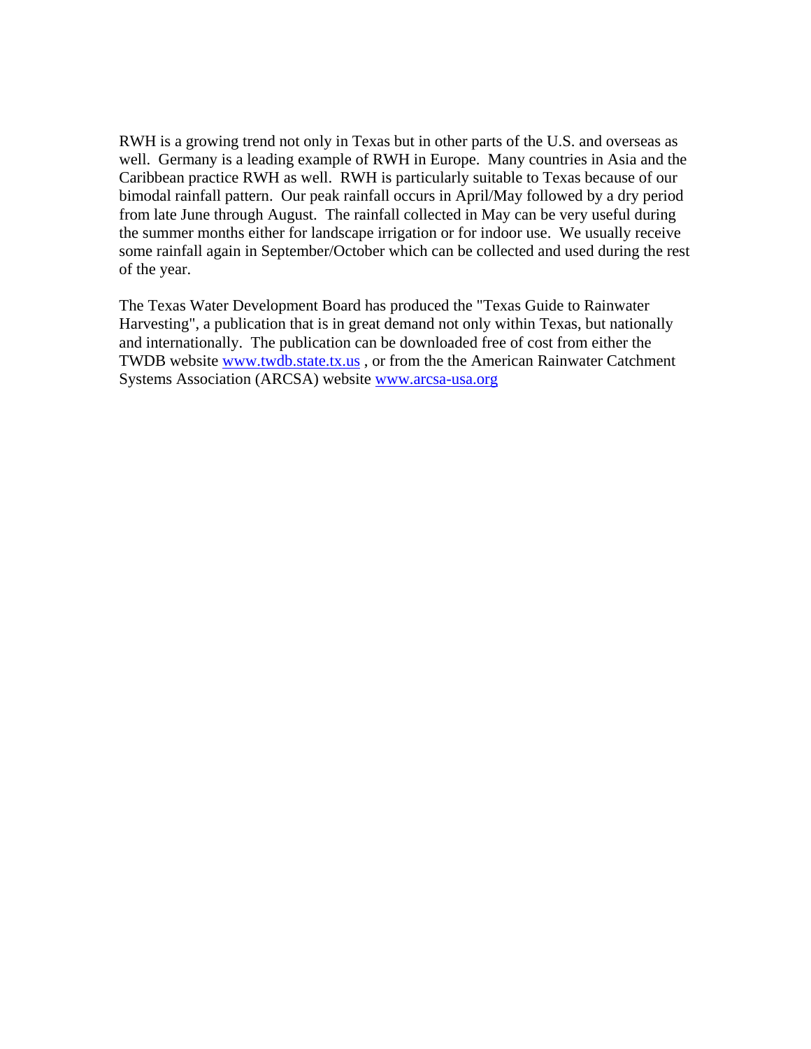RWH is a growing trend not only in Texas but in other parts of the U.S. and overseas as well. Germany is a leading example of RWH in Europe. Many countries in Asia and the Caribbean practice RWH as well. RWH is particularly suitable to Texas because of our bimodal rainfall pattern. Our peak rainfall occurs in April/May followed by a dry period from late June through August. The rainfall collected in May can be very useful during the summer months either for landscape irrigation or for indoor use. We usually receive some rainfall again in September/October which can be collected and used during the rest of the year.

The Texas Water Development Board has produced the "Texas Guide to Rainwater Harvesting", a publication that is in great demand not only within Texas, but nationally and internationally. The publication can be downloaded free of cost from either the TWDB website [www.twdb.state.tx.us](http://www.twdb.state.tx.us) , or from the the American Rainwater Catchment Systems Association (ARCSA) website [www.arcsa-usa.org](http://www.arcsa-usa.org)